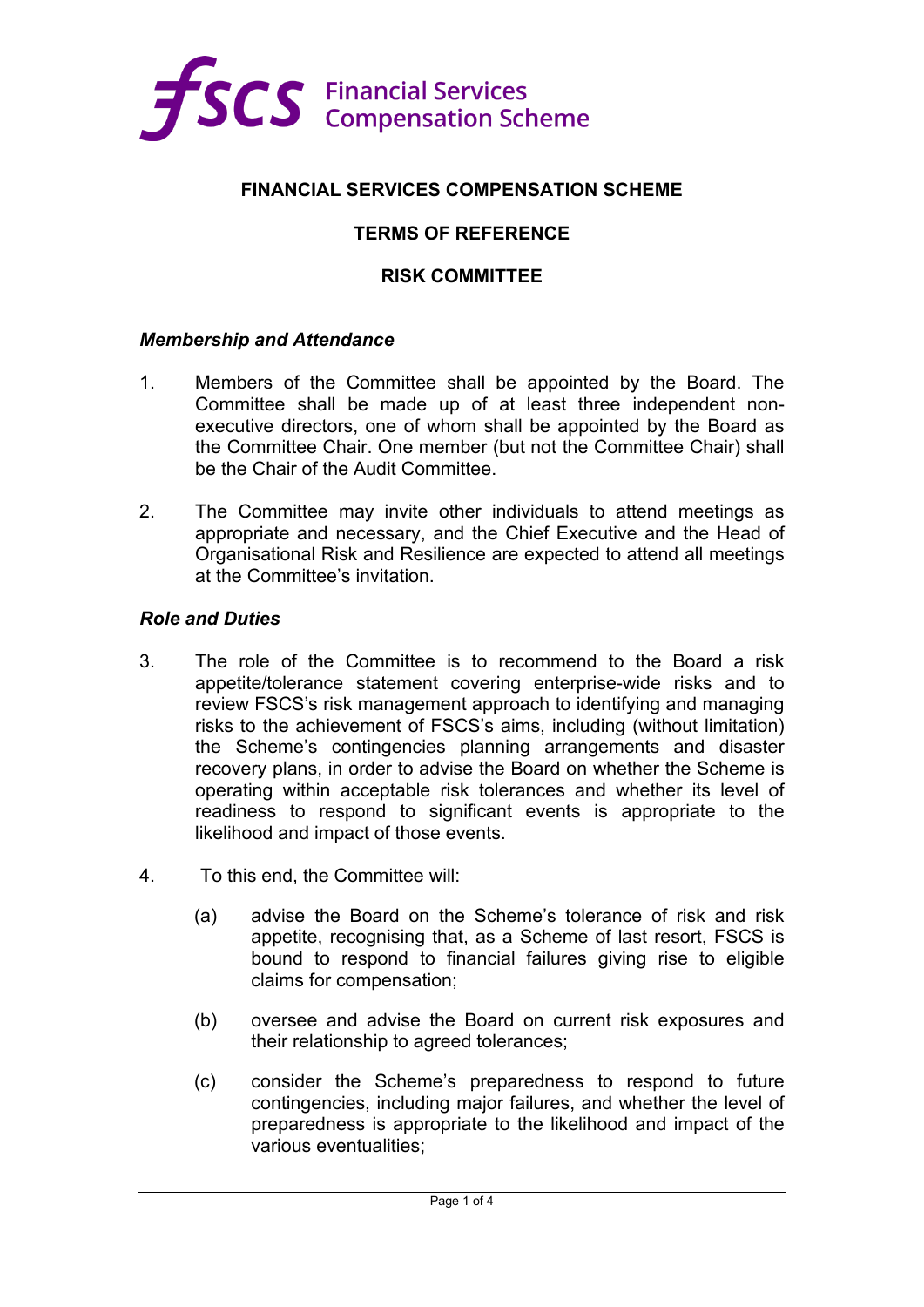# FINANCIAL SERVICES COMPENSATION SCHEME

## TERMS OF REFERENCE

## RISK COMMITTEE

### *Membership and Attendance*

1. Members of the Committee shall be appointed by the Board. The Committee shall be made up of at least three independent non-executive directors, one of whom shall be appointed by the Board as the Committee Chair. One member (but not the Committee Chair) shall be the Chair of the Audit Committee.

2. The Committee may invite other individuals to attend meetings as appropriate and necessary, and the Chief Executive and the Head of Organisational Risk and Resilience are expected to attend all meetings at the Committee's invitation.

### *Role and Duties*

3. The role of the Committee is to recommend to the Board a risk appetite/tolerance statement covering enterprise-wide risks and to review FSCS's risk management approach to identifying and managing risks to the achievement of FSCS's aims, including (without limitation) the Scheme's contingencies planning arrangements and disaster recovery plans, in order to advise the Board on whether the Scheme is operating within acceptable risk tolerances and whether its level of readiness to respond to significant events is appropriate to the likelihood and impact of those events.

4. To this end, the Committee will:

   (a) advise the Board on the Scheme's tolerance of risk and risk appetite, recognising that, as a Scheme of last resort, FSCS is bound to respond to financial failures giving rise to eligible claims for compensation;

   (b) oversee and advise the Board on current risk exposures and their relationship to agreed tolerances;

   (c) consider the Scheme's preparedness to respond to future contingencies, including major failures, and whether the level of preparedness is appropriate to the likelihood and impact of the various eventualities;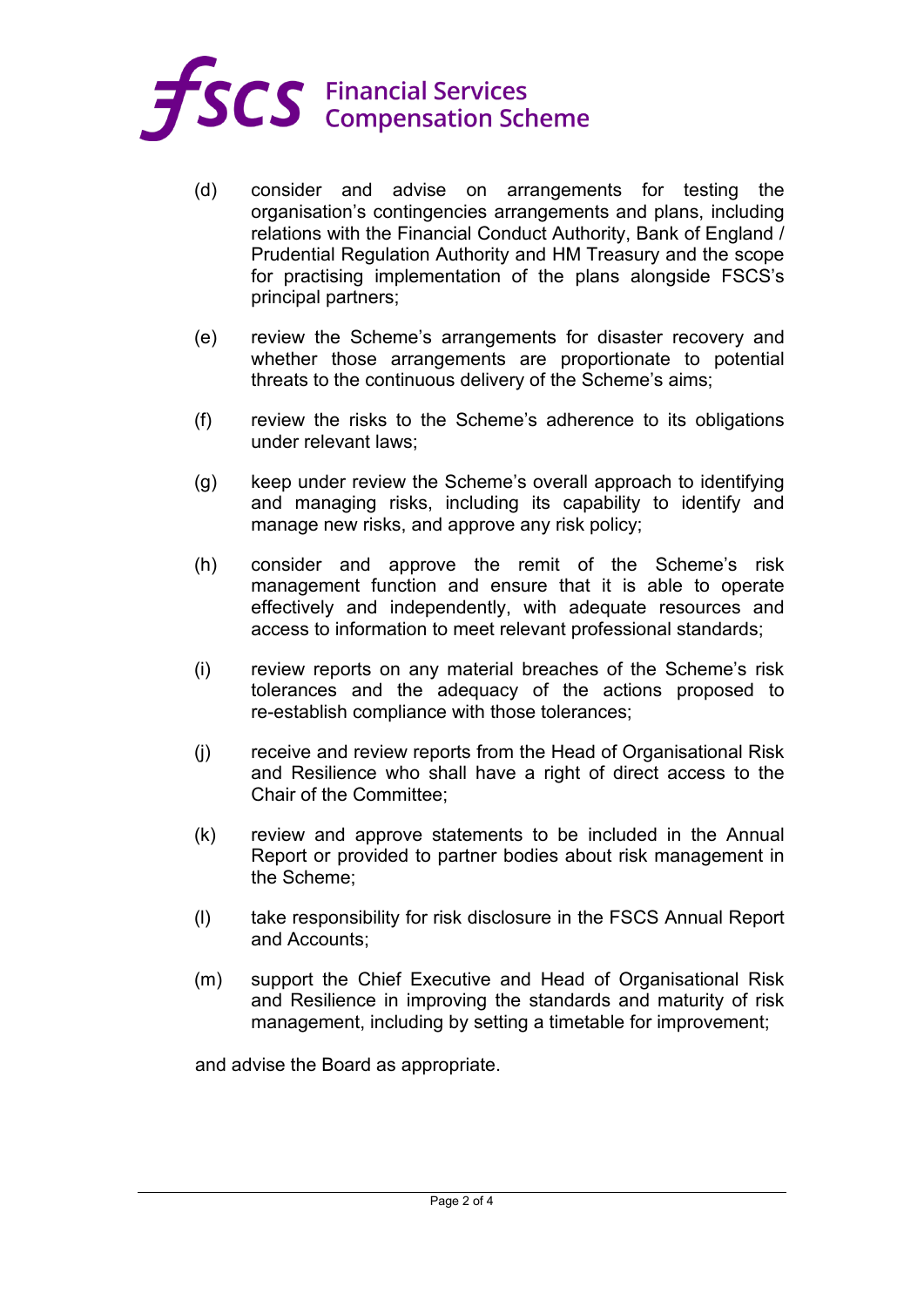(d) consider and advise on arrangements for testing the organisation's contingencies arrangements and plans, including relations with the Financial Conduct Authority, Bank of England / Prudential Regulation Authority and HM Treasury and the scope for practising implementation of the plans alongside FSCS's principal partners;

(e) review the Scheme's arrangements for disaster recovery and whether those arrangements are proportionate to potential threats to the continuous delivery of the Scheme's aims;

(f) review the risks to the Scheme's adherence to its obligations under relevant laws;

(g) keep under review the Scheme's overall approach to identifying and managing risks, including its capability to identify and manage new risks, and approve any risk policy;

(h) consider and approve the remit of the Scheme's risk management function and ensure that it is able to operate effectively and independently, with adequate resources and access to information to meet relevant professional standards;

(i) review reports on any material breaches of the Scheme's risk tolerances and the adequacy of the actions proposed to re-establish compliance with those tolerances;

(j) receive and review reports from the Head of Organisational Risk and Resilience who shall have a right of direct access to the Chair of the Committee;

(k) review and approve statements to be included in the Annual Report or provided to partner bodies about risk management in the Scheme;

(l) take responsibility for risk disclosure in the FSCS Annual Report and Accounts;

(m) support the Chief Executive and Head of Organisational Risk and Resilience in improving the standards and maturity of risk management, including by setting a timetable for improvement;

and advise the Board as appropriate.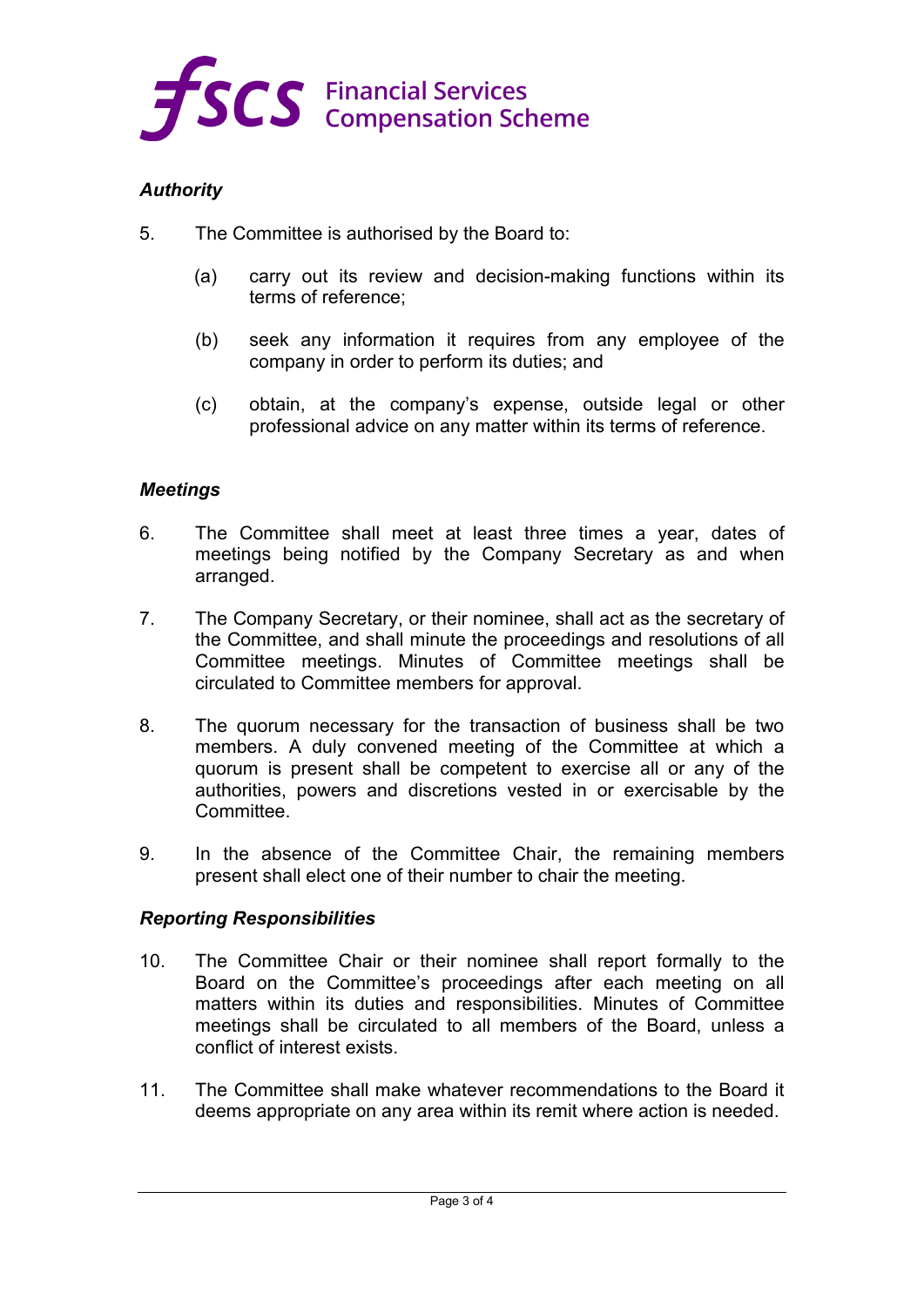### *Authority*

5. The Committee is authorised by the Board to:

   (a) carry out its review and decision-making functions within its terms of reference;

   (b) seek any information it requires from any employee of the company in order to perform its duties; and

   (c) obtain, at the company's expense, outside legal or other professional advice on any matter within its terms of reference.

### *Meetings*

6. The Committee shall meet at least three times a year, dates of meetings being notified by the Company Secretary as and when arranged.

7. The Company Secretary, or their nominee, shall act as the secretary of the Committee, and shall minute the proceedings and resolutions of all Committee meetings. Minutes of Committee meetings shall be circulated to Committee members for approval.

8. The quorum necessary for the transaction of business shall be two members. A duly convened meeting of the Committee at which a quorum is present shall be competent to exercise all or any of the authorities, powers and discretions vested in or exercisable by the Committee.

9. In the absence of the Committee Chair, the remaining members present shall elect one of their number to chair the meeting.

### *Reporting Responsibilities*

10. The Committee Chair or their nominee shall report formally to the Board on the Committee's proceedings after each meeting on all matters within its duties and responsibilities. Minutes of Committee meetings shall be circulated to all members of the Board, unless a conflict of interest exists.

11. The Committee shall make whatever recommendations to the Board it deems appropriate on any area within its remit where action is needed.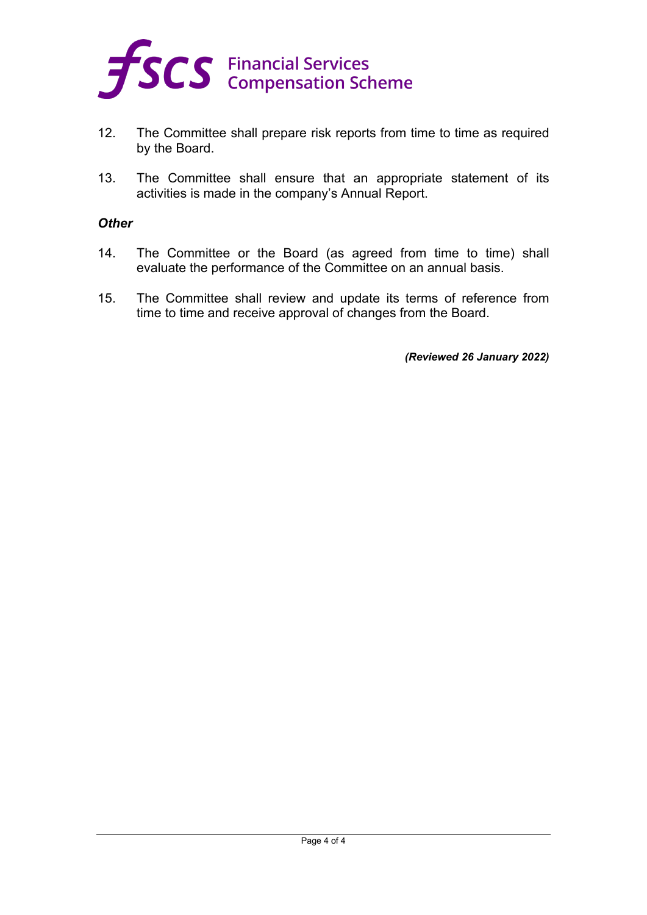12. The Committee shall prepare risk reports from time to time as required by the Board.

13. The Committee shall ensure that an appropriate statement of its activities is made in the company's Annual Report.

***Other***

14. The Committee or the Board (as agreed from time to time) shall evaluate the performance of the Committee on an annual basis.

15. The Committee shall review and update its terms of reference from time to time and receive approval of changes from the Board.

***(Reviewed 26 January 2022)***